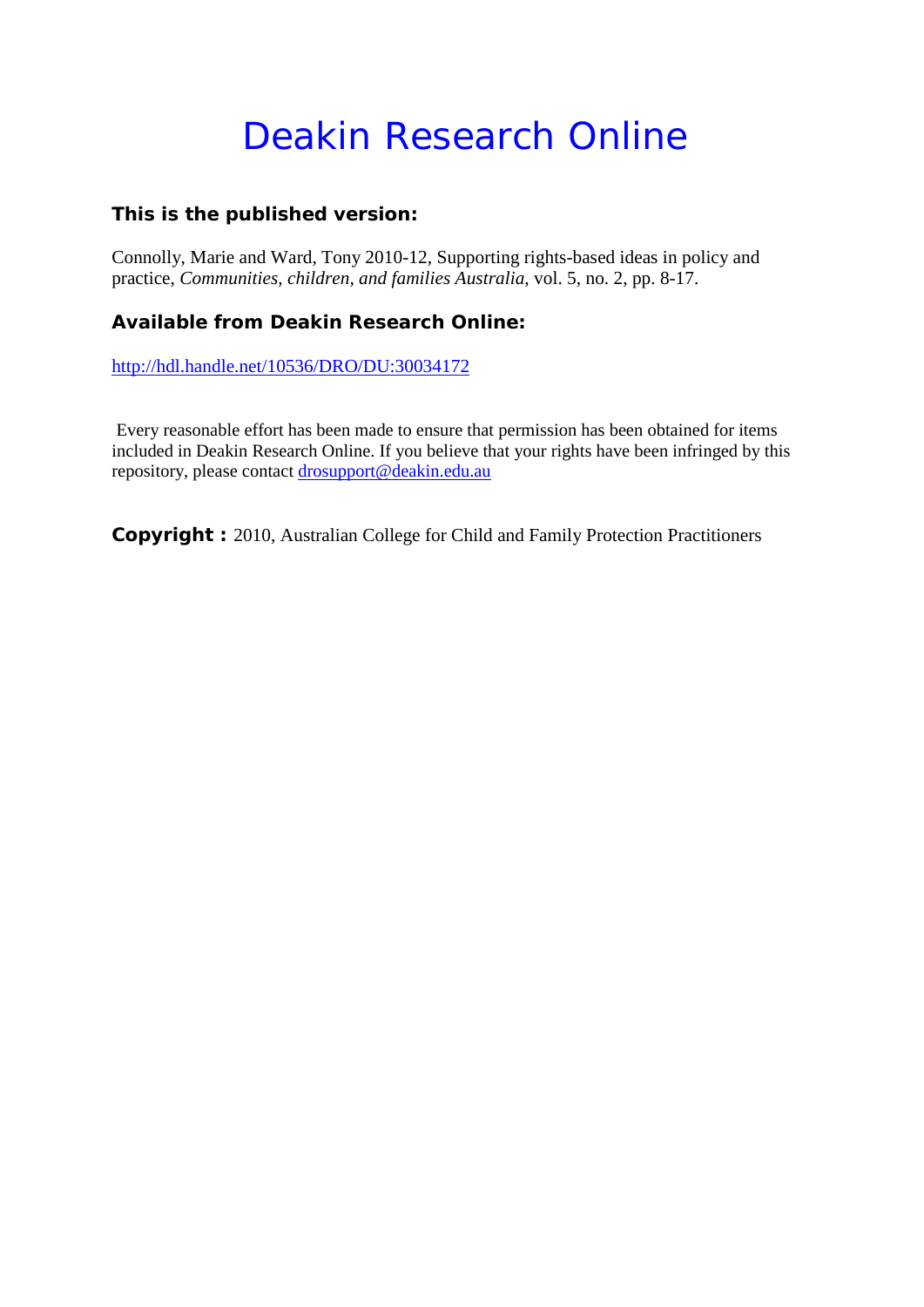# Deakin Research Online

**This is the published version:**

Connolly, Marie and Ward, Tony 2010-12, Supporting rights-based ideas in policy and practice, *Communities, children, and families Australia*, vol. 5, no. 2, pp. 8-17.

**Available from Deakin Research Online:**

http://hdl.handle.net/10536/DRO/DU:30034172

Every reasonable effort has been made to ensure that permission has been obtained for items included in Deakin Research Online. If you believe that your rights have been infringed by this repository, please contact drosupport@deakin.edu.au

**Copyright :** 2010, Australian College for Child and Family Protection Practitioners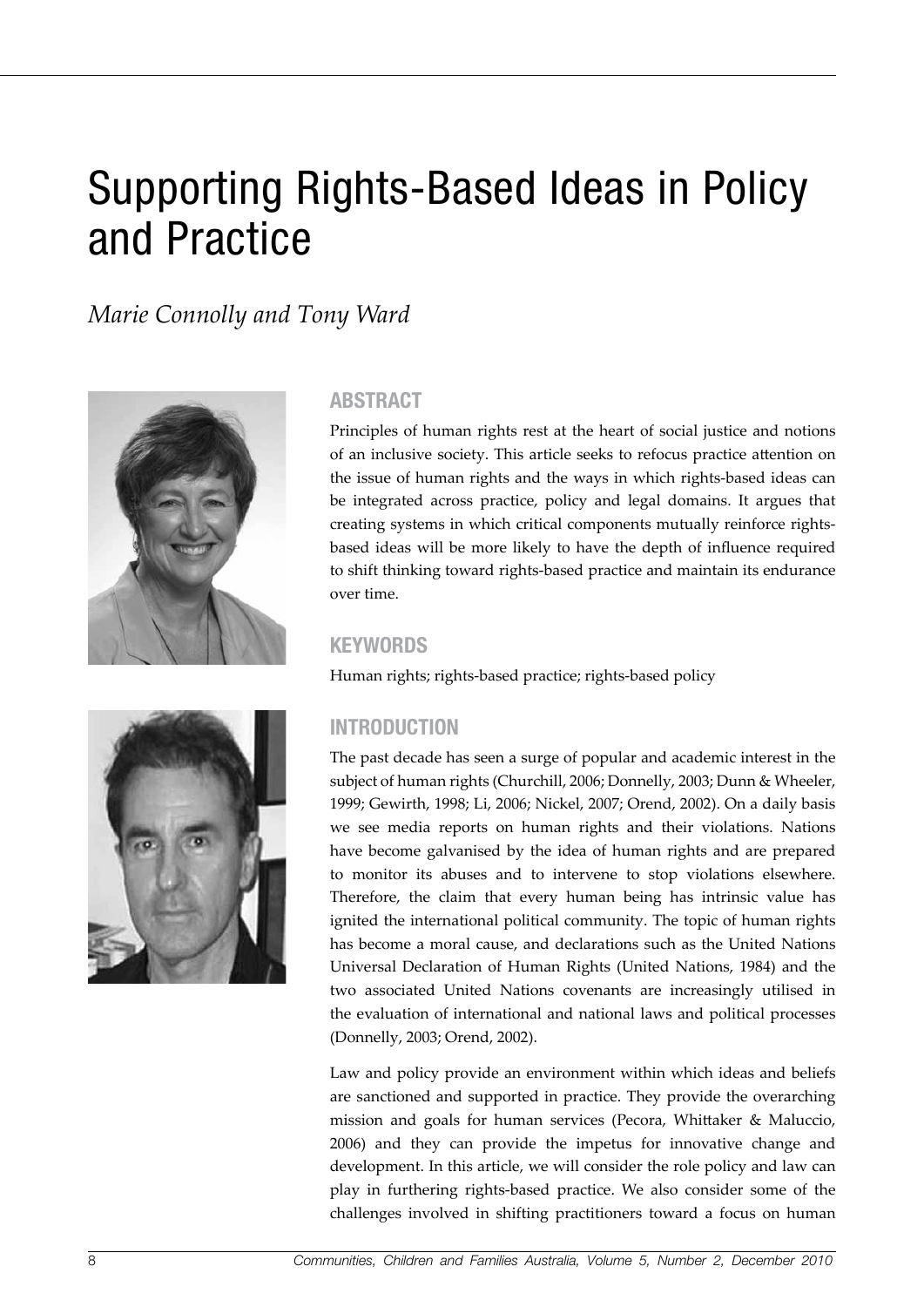# Supporting Rights-Based Ideas in Policy and Practice

*Marie Connolly and Tony Ward*

## ABSTRACT

Principles of human rights rest at the heart of social justice and notions of an inclusive society. This article seeks to refocus practice attention on the issue of human rights and the ways in which rights-based ideas can be integrated across practice, policy and legal domains. It argues that creating systems in which critical components mutually reinforce rights-based ideas will be more likely to have the depth of influence required to shift thinking toward rights-based practice and maintain its endurance over time.

## KEYWORDS

Human rights; rights-based practice; rights-based policy

## INTRODUCTION

The past decade has seen a surge of popular and academic interest in the subject of human rights (Churchill, 2006; Donnelly, 2003; Dunn & Wheeler, 1999; Gewirth, 1998; Li, 2006; Nickel, 2007; Orend, 2002). On a daily basis we see media reports on human rights and their violations. Nations have become galvanised by the idea of human rights and are prepared to monitor its abuses and to intervene to stop violations elsewhere. Therefore, the claim that every human being has intrinsic value has ignited the international political community. The topic of human rights has become a moral cause, and declarations such as the United Nations Universal Declaration of Human Rights (United Nations, 1984) and the two associated United Nations covenants are increasingly utilised in the evaluation of international and national laws and political processes (Donnelly, 2003; Orend, 2002).

Law and policy provide an environment within which ideas and beliefs are sanctioned and supported in practice. They provide the overarching mission and goals for human services (Pecora, Whittaker & Maluccio, 2006) and they can provide the impetus for innovative change and development. In this article, we will consider the role policy and law can play in furthering rights-based practice. We also consider some of the challenges involved in shifting practitioners toward a focus on human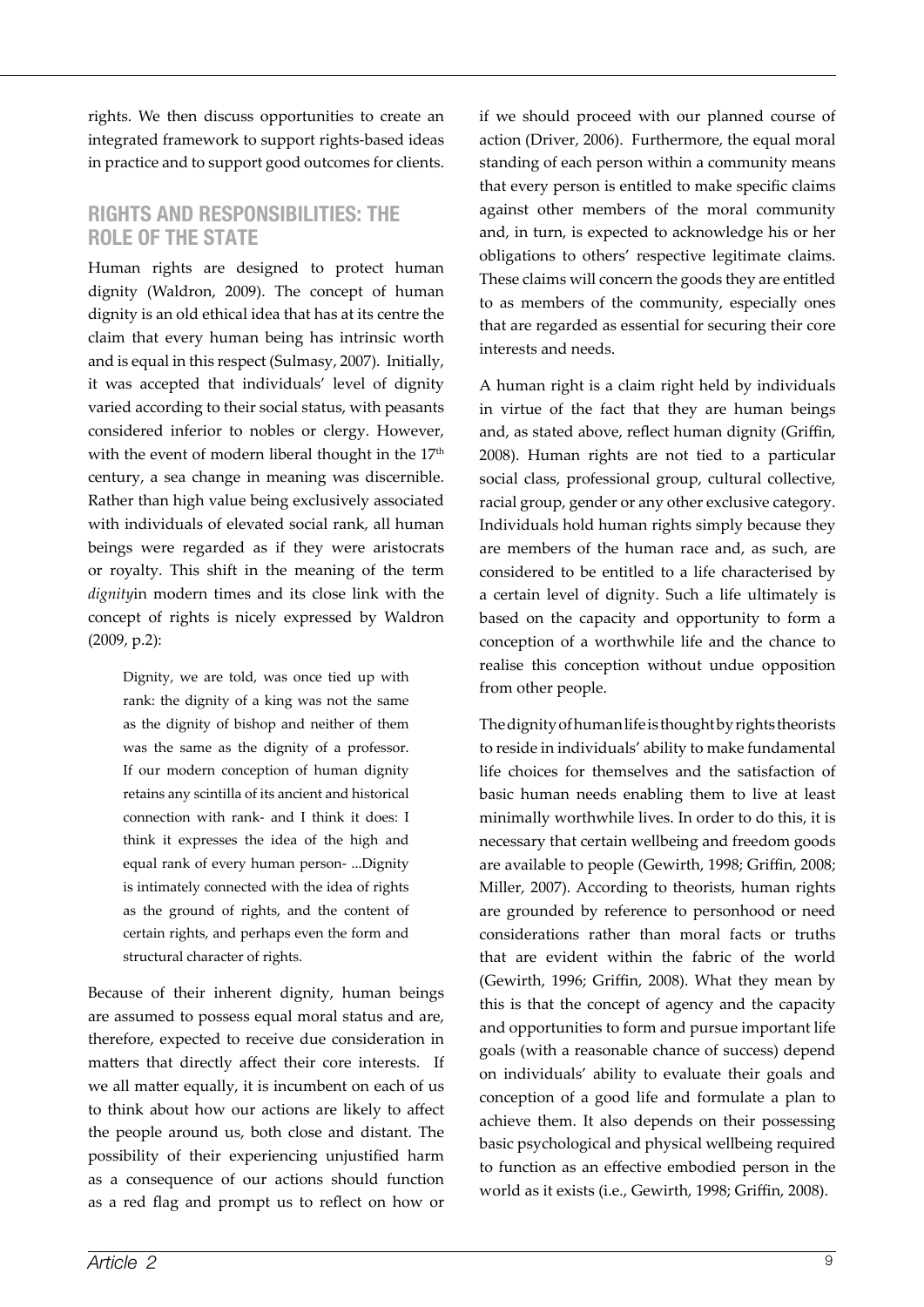rights. We then discuss opportunities to create an integrated framework to support rights-based ideas in practice and to support good outcomes for clients.

## RIGHTS AND RESPONSIBILITIES: THE ROLE OF THE STATE

Human rights are designed to protect human dignity (Waldron, 2009). The concept of human dignity is an old ethical idea that has at its centre the claim that every human being has intrinsic worth and is equal in this respect (Sulmasy, 2007). Initially, it was accepted that individuals' level of dignity varied according to their social status, with peasants considered inferior to nobles or clergy. However, with the event of modern liberal thought in the 17th century, a sea change in meaning was discernible. Rather than high value being exclusively associated with individuals of elevated social rank, all human beings were regarded as if they were aristocrats or royalty. This shift in the meaning of the term *dignity*in modern times and its close link with the concept of rights is nicely expressed by Waldron (2009, p.2):

> Dignity, we are told, was once tied up with rank: the dignity of a king was not the same as the dignity of bishop and neither of them was the same as the dignity of a professor. If our modern conception of human dignity retains any scintilla of its ancient and historical connection with rank- and I think it does: I think it expresses the idea of the high and equal rank of every human person- ...Dignity is intimately connected with the idea of rights as the ground of rights, and the content of certain rights, and perhaps even the form and structural character of rights.

Because of their inherent dignity, human beings are assumed to possess equal moral status and are, therefore, expected to receive due consideration in matters that directly affect their core interests. If we all matter equally, it is incumbent on each of us to think about how our actions are likely to affect the people around us, both close and distant. The possibility of their experiencing unjustified harm as a consequence of our actions should function as a red flag and prompt us to reflect on how or if we should proceed with our planned course of action (Driver, 2006). Furthermore, the equal moral standing of each person within a community means that every person is entitled to make specific claims against other members of the moral community and, in turn, is expected to acknowledge his or her obligations to others' respective legitimate claims. These claims will concern the goods they are entitled to as members of the community, especially ones that are regarded as essential for securing their core interests and needs.

A human right is a claim right held by individuals in virtue of the fact that they are human beings and, as stated above, reflect human dignity (Griffin, 2008). Human rights are not tied to a particular social class, professional group, cultural collective, racial group, gender or any other exclusive category. Individuals hold human rights simply because they are members of the human race and, as such, are considered to be entitled to a life characterised by a certain level of dignity. Such a life ultimately is based on the capacity and opportunity to form a conception of a worthwhile life and the chance to realise this conception without undue opposition from other people.

The dignity of human life is thought by rights theorists to reside in individuals' ability to make fundamental life choices for themselves and the satisfaction of basic human needs enabling them to live at least minimally worthwhile lives. In order to do this, it is necessary that certain wellbeing and freedom goods are available to people (Gewirth, 1998; Griffin, 2008; Miller, 2007). According to theorists, human rights are grounded by reference to personhood or need considerations rather than moral facts or truths that are evident within the fabric of the world (Gewirth, 1996; Griffin, 2008). What they mean by this is that the concept of agency and the capacity and opportunities to form and pursue important life goals (with a reasonable chance of success) depend on individuals' ability to evaluate their goals and conception of a good life and formulate a plan to achieve them. It also depends on their possessing basic psychological and physical wellbeing required to function as an effective embodied person in the world as it exists (i.e., Gewirth, 1998; Griffin, 2008).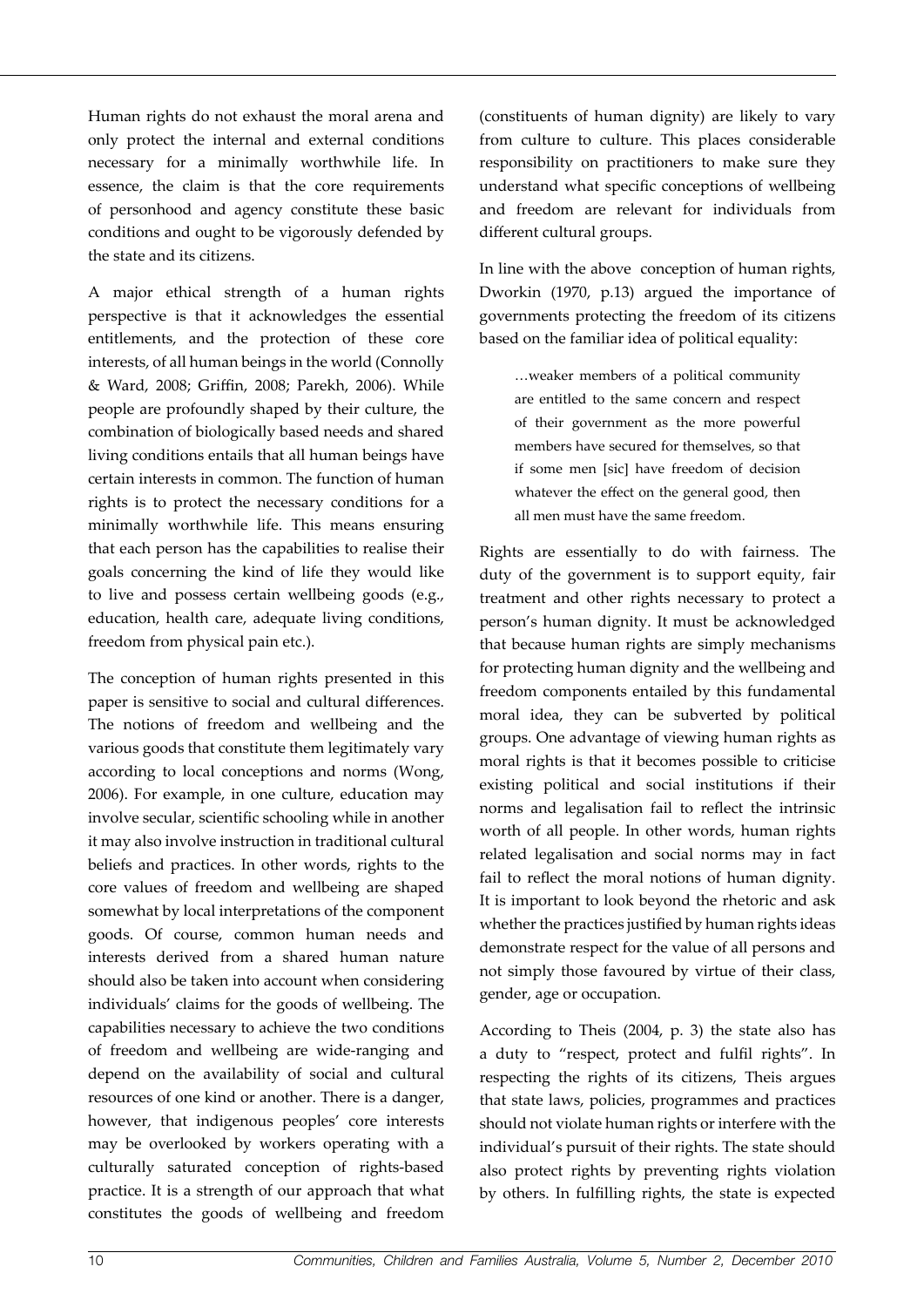Human rights do not exhaust the moral arena and only protect the internal and external conditions necessary for a minimally worthwhile life. In essence, the claim is that the core requirements of personhood and agency constitute these basic conditions and ought to be vigorously defended by the state and its citizens.

A major ethical strength of a human rights perspective is that it acknowledges the essential entitlements, and the protection of these core interests, of all human beings in the world (Connolly & Ward, 2008; Griffin, 2008; Parekh, 2006). While people are profoundly shaped by their culture, the combination of biologically based needs and shared living conditions entails that all human beings have certain interests in common. The function of human rights is to protect the necessary conditions for a minimally worthwhile life. This means ensuring that each person has the capabilities to realise their goals concerning the kind of life they would like to live and possess certain wellbeing goods (e.g., education, health care, adequate living conditions, freedom from physical pain etc.).

The conception of human rights presented in this paper is sensitive to social and cultural differences. The notions of freedom and wellbeing and the various goods that constitute them legitimately vary according to local conceptions and norms (Wong, 2006). For example, in one culture, education may involve secular, scientific schooling while in another it may also involve instruction in traditional cultural beliefs and practices. In other words, rights to the core values of freedom and wellbeing are shaped somewhat by local interpretations of the component goods. Of course, common human needs and interests derived from a shared human nature should also be taken into account when considering individuals' claims for the goods of wellbeing. The capabilities necessary to achieve the two conditions of freedom and wellbeing are wide-ranging and depend on the availability of social and cultural resources of one kind or another. There is a danger, however, that indigenous peoples' core interests may be overlooked by workers operating with a culturally saturated conception of rights-based practice. It is a strength of our approach that what constitutes the goods of wellbeing and freedom (constituents of human dignity) are likely to vary from culture to culture. This places considerable responsibility on practitioners to make sure they understand what specific conceptions of wellbeing and freedom are relevant for individuals from different cultural groups.

In line with the above conception of human rights, Dworkin (1970, p.13) argued the importance of governments protecting the freedom of its citizens based on the familiar idea of political equality:

> …weaker members of a political community are entitled to the same concern and respect of their government as the more powerful members have secured for themselves, so that if some men [sic] have freedom of decision whatever the effect on the general good, then all men must have the same freedom.

Rights are essentially to do with fairness. The duty of the government is to support equity, fair treatment and other rights necessary to protect a person's human dignity. It must be acknowledged that because human rights are simply mechanisms for protecting human dignity and the wellbeing and freedom components entailed by this fundamental moral idea, they can be subverted by political groups. One advantage of viewing human rights as moral rights is that it becomes possible to criticise existing political and social institutions if their norms and legalisation fail to reflect the intrinsic worth of all people. In other words, human rights related legalisation and social norms may in fact fail to reflect the moral notions of human dignity. It is important to look beyond the rhetoric and ask whether the practices justified by human rights ideas demonstrate respect for the value of all persons and not simply those favoured by virtue of their class, gender, age or occupation.

According to Theis (2004, p. 3) the state also has a duty to "respect, protect and fulfil rights". In respecting the rights of its citizens, Theis argues that state laws, policies, programmes and practices should not violate human rights or interfere with the individual's pursuit of their rights. The state should also protect rights by preventing rights violation by others. In fulfilling rights, the state is expected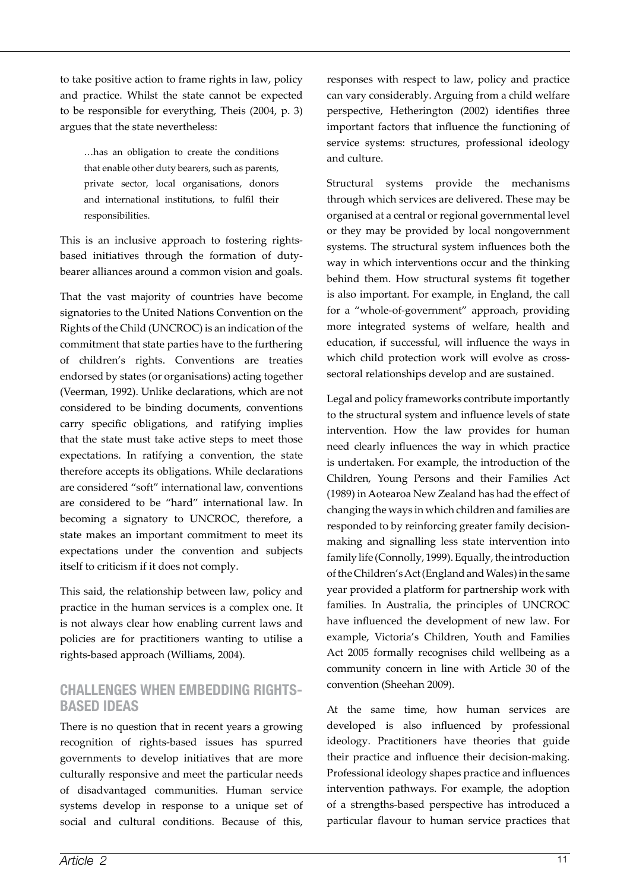to take positive action to frame rights in law, policy and practice. Whilst the state cannot be expected to be responsible for everything, Theis (2004, p. 3) argues that the state nevertheless:

> …has an obligation to create the conditions that enable other duty bearers, such as parents, private sector, local organisations, donors and international institutions, to fulfil their responsibilities.

This is an inclusive approach to fostering rights-based initiatives through the formation of duty-bearer alliances around a common vision and goals.

That the vast majority of countries have become signatories to the United Nations Convention on the Rights of the Child (UNCROC) is an indication of the commitment that state parties have to the furthering of children's rights. Conventions are treaties endorsed by states (or organisations) acting together (Veerman, 1992). Unlike declarations, which are not considered to be binding documents, conventions carry specific obligations, and ratifying implies that the state must take active steps to meet those expectations. In ratifying a convention, the state therefore accepts its obligations. While declarations are considered "soft" international law, conventions are considered to be "hard" international law. In becoming a signatory to UNCROC, therefore, a state makes an important commitment to meet its expectations under the convention and subjects itself to criticism if it does not comply.

This said, the relationship between law, policy and practice in the human services is a complex one. It is not always clear how enabling current laws and policies are for practitioners wanting to utilise a rights-based approach (Williams, 2004).

## CHALLENGES WHEN EMBEDDING RIGHTS-BASED IDEAS

There is no question that in recent years a growing recognition of rights-based issues has spurred governments to develop initiatives that are more culturally responsive and meet the particular needs of disadvantaged communities. Human service systems develop in response to a unique set of social and cultural conditions. Because of this, responses with respect to law, policy and practice can vary considerably. Arguing from a child welfare perspective, Hetherington (2002) identifies three important factors that influence the functioning of service systems: structures, professional ideology and culture.

Structural systems provide the mechanisms through which services are delivered. These may be organised at a central or regional governmental level or they may be provided by local nongovernment systems. The structural system influences both the way in which interventions occur and the thinking behind them. How structural systems fit together is also important. For example, in England, the call for a "whole-of-government" approach, providing more integrated systems of welfare, health and education, if successful, will influence the ways in which child protection work will evolve as cross-sectoral relationships develop and are sustained.

Legal and policy frameworks contribute importantly to the structural system and influence levels of state intervention. How the law provides for human need clearly influences the way in which practice is undertaken. For example, the introduction of the Children, Young Persons and their Families Act (1989) in Aotearoa New Zealand has had the effect of changing the ways in which children and families are responded to by reinforcing greater family decision-making and signalling less state intervention into family life (Connolly, 1999). Equally, the introduction of the Children's Act (England and Wales) in the same year provided a platform for partnership work with families. In Australia, the principles of UNCROC have influenced the development of new law. For example, Victoria's Children, Youth and Families Act 2005 formally recognises child wellbeing as a community concern in line with Article 30 of the convention (Sheehan 2009).

At the same time, how human services are developed is also influenced by professional ideology. Practitioners have theories that guide their practice and influence their decision-making. Professional ideology shapes practice and influences intervention pathways. For example, the adoption of a strengths-based perspective has introduced a particular flavour to human service practices that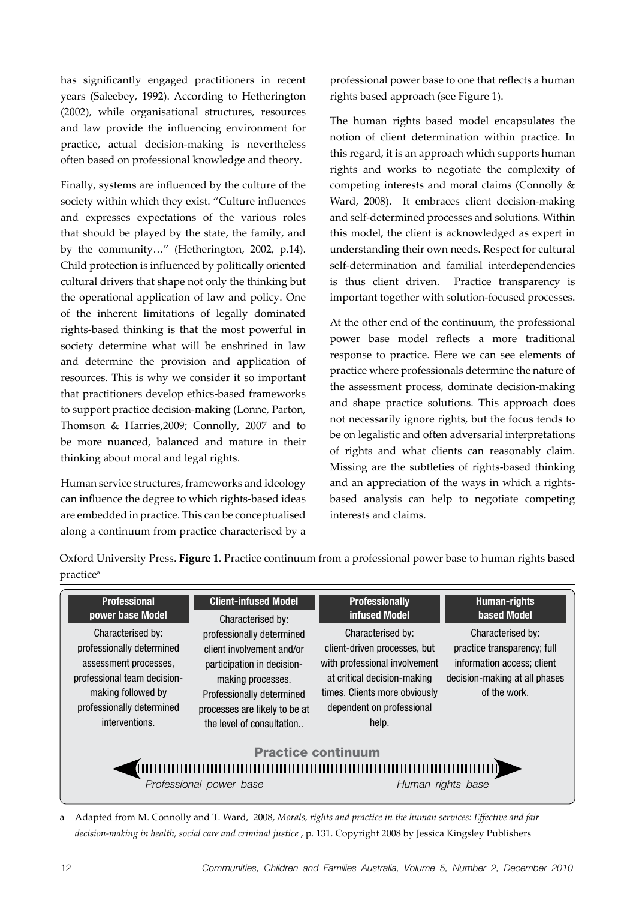has significantly engaged practitioners in recent years (Saleebey, 1992). According to Hetherington (2002), while organisational structures, resources and law provide the influencing environment for practice, actual decision-making is nevertheless often based on professional knowledge and theory.

Finally, systems are influenced by the culture of the society within which they exist. "Culture influences and expresses expectations of the various roles that should be played by the state, the family, and by the community…" (Hetherington, 2002, p.14). Child protection is influenced by politically oriented cultural drivers that shape not only the thinking but the operational application of law and policy. One of the inherent limitations of legally dominated rights-based thinking is that the most powerful in society determine what will be enshrined in law and determine the provision and application of resources. This is why we consider it so important that practitioners develop ethics-based frameworks to support practice decision-making (Lonne, Parton, Thomson & Harries,2009; Connolly, 2007 and to be more nuanced, balanced and mature in their thinking about moral and legal rights.

Human service structures, frameworks and ideology can influence the degree to which rights-based ideas are embedded in practice. This can be conceptualised along a continuum from practice characterised by a professional power base to one that reflects a human rights based approach (see Figure 1).

The human rights based model encapsulates the notion of client determination within practice. In this regard, it is an approach which supports human rights and works to negotiate the complexity of competing interests and moral claims (Connolly & Ward, 2008). It embraces client decision-making and self-determined processes and solutions. Within this model, the client is acknowledged as expert in understanding their own needs. Respect for cultural self-determination and familial interdependencies is thus client driven. Practice transparency is important together with solution-focused processes.

At the other end of the continuum, the professional power base model reflects a more traditional response to practice. Here we can see elements of practice where professionals determine the nature of the assessment process, dominate decision-making and shape practice solutions. This approach does not necessarily ignore rights, but the focus tends to be on legalistic and often adversarial interpretations of rights and what clients can reasonably claim. Missing are the subtleties of rights-based thinking and an appreciation of the ways in which a rights-based analysis can help to negotiate competing interests and claims.

Oxford University Press. **Figure 1**. Practice continuum from a professional power base to human rights based practice[a]

| Professional power base Model | Client-infused Model | Professionally infused Model | Human-rights based Model |
|---|---|---|---|
| Characterised by: professionally determined assessment processes, professional team decision-making followed by professionally determined interventions. | Characterised by: professionally determined client involvement and/or participation in decision-making processes. Professionally determined processes are likely to be at the level of consultation.. | Characterised by: client-driven processes, but with professional involvement at critical decision-making times. Clients more obviously dependent on professional help. | Characterised by: practice transparency; full information access; client decision-making at all phases of the work. |

**Practice continuum**

*Professional power base* ◄——► *Human rights base*

a Adapted from M. Connolly and T. Ward, 2008, *Morals, rights and practice in the human services: Effective and fair decision-making in health, social care and criminal justice*, p. 131. Copyright 2008 by Jessica Kingsley Publishers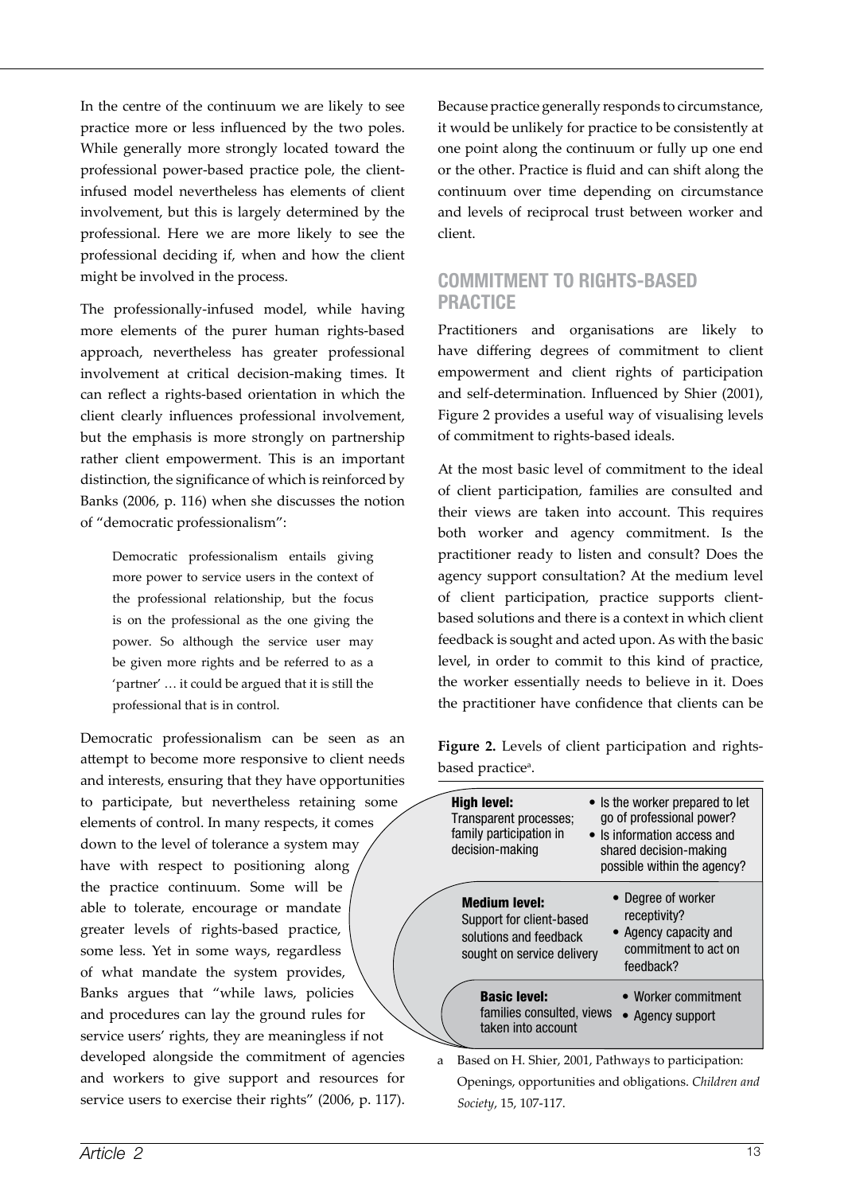In the centre of the continuum we are likely to see practice more or less influenced by the two poles. While generally more strongly located toward the professional power-based practice pole, the client-infused model nevertheless has elements of client involvement, but this is largely determined by the professional. Here we are more likely to see the professional deciding if, when and how the client might be involved in the process.

The professionally-infused model, while having more elements of the purer human rights-based approach, nevertheless has greater professional involvement at critical decision-making times. It can reflect a rights-based orientation in which the client clearly influences professional involvement, but the emphasis is more strongly on partnership rather client empowerment. This is an important distinction, the significance of which is reinforced by Banks (2006, p. 116) when she discusses the notion of "democratic professionalism":

> Democratic professionalism entails giving more power to service users in the context of the professional relationship, but the focus is on the professional as the one giving the power. So although the service user may be given more rights and be referred to as a 'partner' … it could be argued that it is still the professional that is in control.

Democratic professionalism can be seen as an attempt to become more responsive to client needs and interests, ensuring that they have opportunities to participate, but nevertheless retaining some elements of control. In many respects, it comes down to the level of tolerance a system may have with respect to positioning along the practice continuum. Some will be able to tolerate, encourage or mandate greater levels of rights-based practice, some less. Yet in some ways, regardless of what mandate the system provides, Banks argues that "while laws, policies and procedures can lay the ground rules for service users' rights, they are meaningless if not developed alongside the commitment of agencies and workers to give support and resources for service users to exercise their rights" (2006, p. 117).

Because practice generally responds to circumstance, it would be unlikely for practice to be consistently at one point along the continuum or fully up one end or the other. Practice is fluid and can shift along the continuum over time depending on circumstance and levels of reciprocal trust between worker and client.

## COMMITMENT TO RIGHTS-BASED PRACTICE

Practitioners and organisations are likely to have differing degrees of commitment to client empowerment and client rights of participation and self-determination. Influenced by Shier (2001), Figure 2 provides a useful way of visualising levels of commitment to rights-based ideals.

At the most basic level of commitment to the ideal of client participation, families are consulted and their views are taken into account. This requires both worker and agency commitment. Is the practitioner ready to listen and consult? Does the agency support consultation? At the medium level of client participation, practice supports client-based solutions and there is a context in which client feedback is sought and acted upon. As with the basic level, in order to commit to this kind of practice, the worker essentially needs to believe in it. Does the practitioner have confidence that clients can be

**Figure 2.** Levels of client participation and rights-based practice[a].

| Level | Questions |
|---|---|
| **High level:** Transparent processes; family participation in decision-making | • Is the worker prepared to let go of professional power? • Is information access and shared decision-making possible within the agency? |
| **Medium level:** Support for client-based solutions and feedback sought on service delivery | • Degree of worker receptivity? • Agency capacity and commitment to act on feedback? |
| **Basic level:** families consulted, views taken into account | • Worker commitment • Agency support |

a Based on H. Shier, 2001, Pathways to participation: Openings, opportunities and obligations. *Children and Society*, 15, 107-117.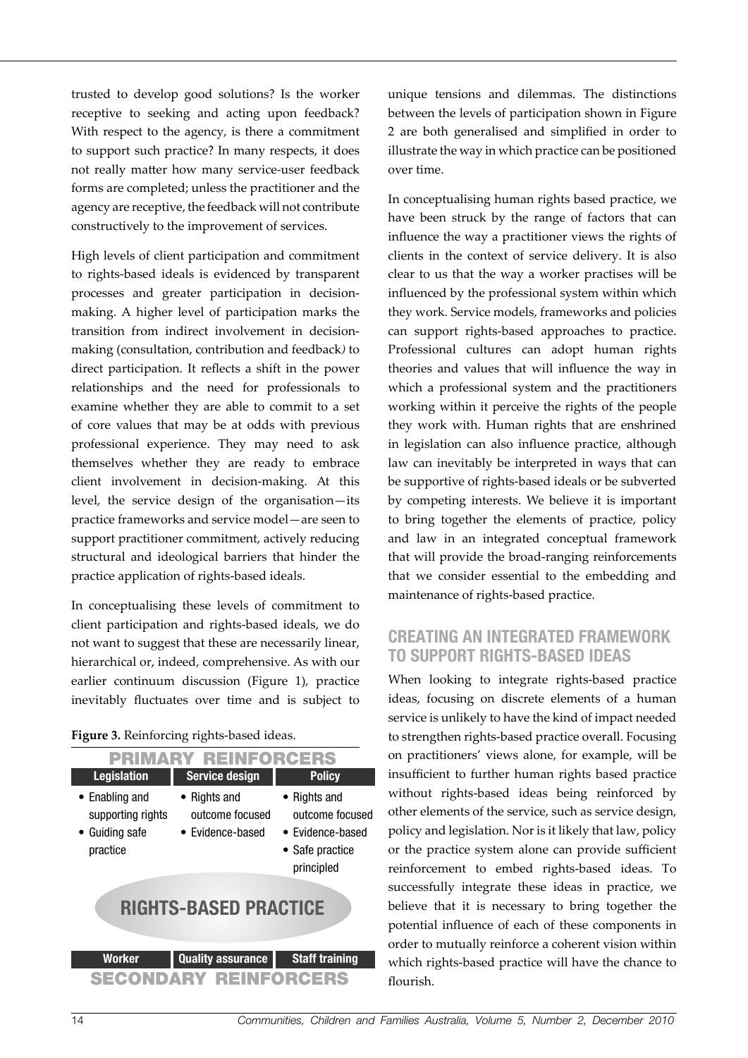trusted to develop good solutions? Is the worker receptive to seeking and acting upon feedback? With respect to the agency, is there a commitment to support such practice? In many respects, it does not really matter how many service-user feedback forms are completed; unless the practitioner and the agency are receptive, the feedback will not contribute constructively to the improvement of services.

High levels of client participation and commitment to rights-based ideals is evidenced by transparent processes and greater participation in decision-making. A higher level of participation marks the transition from indirect involvement in decision-making (consultation, contribution and feedback) to direct participation. It reflects a shift in the power relationships and the need for professionals to examine whether they are able to commit to a set of core values that may be at odds with previous professional experience. They may need to ask themselves whether they are ready to embrace client involvement in decision-making. At this level, the service design of the organisation—its practice frameworks and service model—are seen to support practitioner commitment, actively reducing structural and ideological barriers that hinder the practice application of rights-based ideals.

In conceptualising these levels of commitment to client participation and rights-based ideals, we do not want to suggest that these are necessarily linear, hierarchical or, indeed, comprehensive. As with our earlier continuum discussion (Figure 1), practice inevitably fluctuates over time and is subject to unique tensions and dilemmas. The distinctions between the levels of participation shown in Figure 2 are both generalised and simplified in order to illustrate the way in which practice can be positioned over time.

**Figure 3.** Reinforcing rights-based ideas.

**PRIMARY REINFORCERS**

| Legislation | Service design | Policy |
|---|---|---|
| • Enabling and supporting rights<br>• Guiding safe practice | • Rights and outcome focused<br>• Evidence-based | • Rights and outcome focused<br>• Evidence-based<br>• Safe practice principled |

**RIGHTS-BASED PRACTICE**

| Worker | Quality assurance | Staff training |
|---|---|---|

**SECONDARY REINFORCERS**

In conceptualising human rights based practice, we have been struck by the range of factors that can influence the way a practitioner views the rights of clients in the context of service delivery. It is also clear to us that the way a worker practises will be influenced by the professional system within which they work. Service models, frameworks and policies can support rights-based approaches to practice. Professional cultures can adopt human rights theories and values that will influence the way in which a professional system and the practitioners working within it perceive the rights of the people they work with. Human rights that are enshrined in legislation can also influence practice, although law can inevitably be interpreted in ways that can be supportive of rights-based ideals or be subverted by competing interests. We believe it is important to bring together the elements of practice, policy and law in an integrated conceptual framework that will provide the broad-ranging reinforcements that we consider essential to the embedding and maintenance of rights-based practice.

## CREATING AN INTEGRATED FRAMEWORK TO SUPPORT RIGHTS-BASED IDEAS

When looking to integrate rights-based practice ideas, focusing on discrete elements of a human service is unlikely to have the kind of impact needed to strengthen rights-based practice overall. Focusing on practitioners' views alone, for example, will be insufficient to further human rights based practice without rights-based ideas being reinforced by other elements of the service, such as service design, policy and legislation. Nor is it likely that law, policy or the practice system alone can provide sufficient reinforcement to embed rights-based ideas. To successfully integrate these ideas in practice, we believe that it is necessary to bring together the potential influence of each of these components in order to mutually reinforce a coherent vision within which rights-based practice will have the chance to flourish.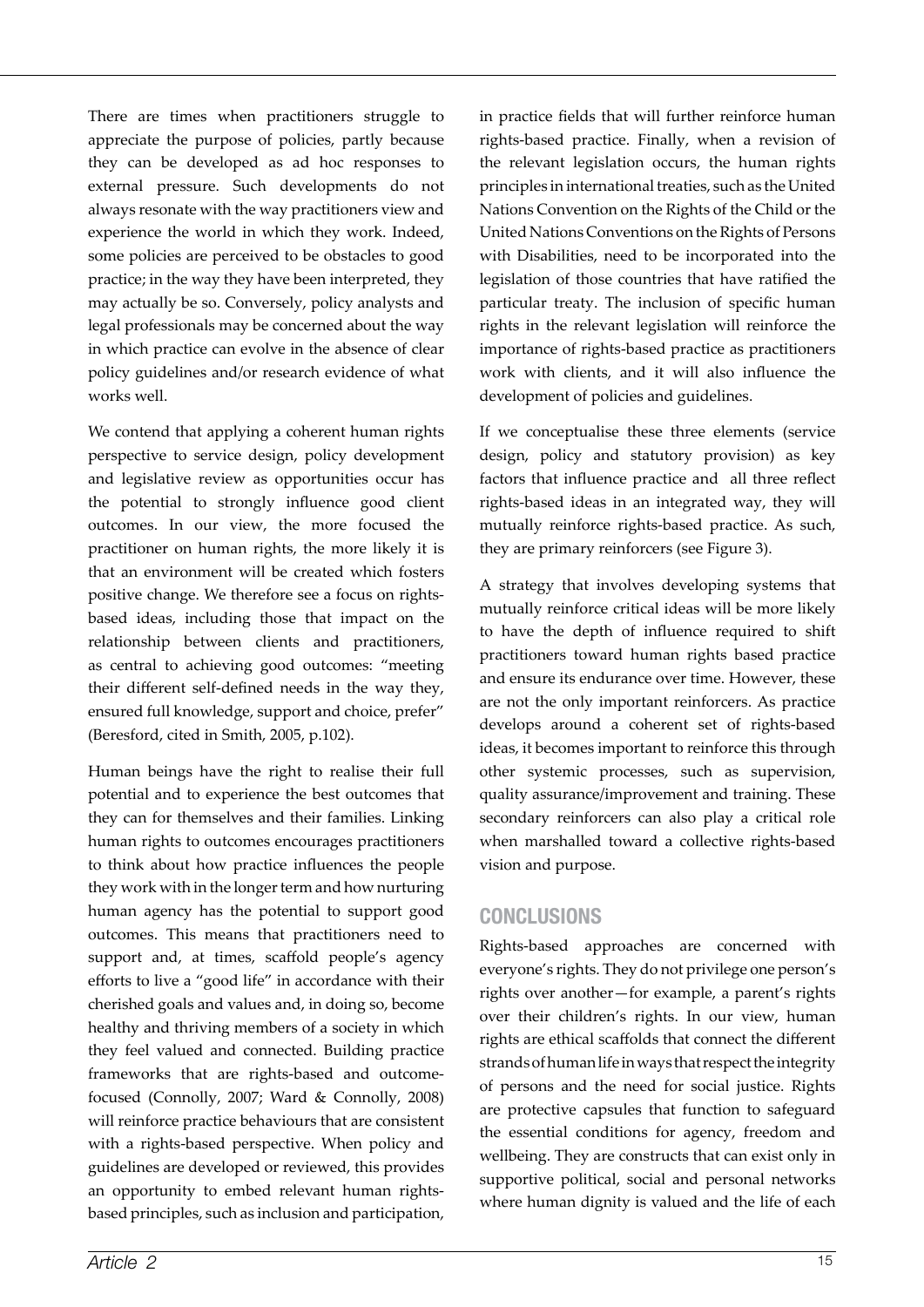There are times when practitioners struggle to appreciate the purpose of policies, partly because they can be developed as ad hoc responses to external pressure. Such developments do not always resonate with the way practitioners view and experience the world in which they work. Indeed, some policies are perceived to be obstacles to good practice; in the way they have been interpreted, they may actually be so. Conversely, policy analysts and legal professionals may be concerned about the way in which practice can evolve in the absence of clear policy guidelines and/or research evidence of what works well.

We contend that applying a coherent human rights perspective to service design, policy development and legislative review as opportunities occur has the potential to strongly influence good client outcomes. In our view, the more focused the practitioner on human rights, the more likely it is that an environment will be created which fosters positive change. We therefore see a focus on rights-based ideas, including those that impact on the relationship between clients and practitioners, as central to achieving good outcomes: "meeting their different self-defined needs in the way they, ensured full knowledge, support and choice, prefer" (Beresford, cited in Smith, 2005, p.102).

Human beings have the right to realise their full potential and to experience the best outcomes that they can for themselves and their families. Linking human rights to outcomes encourages practitioners to think about how practice influences the people they work with in the longer term and how nurturing human agency has the potential to support good outcomes. This means that practitioners need to support and, at times, scaffold people's agency efforts to live a "good life" in accordance with their cherished goals and values and, in doing so, become healthy and thriving members of a society in which they feel valued and connected. Building practice frameworks that are rights-based and outcome-focused (Connolly, 2007; Ward & Connolly, 2008) will reinforce practice behaviours that are consistent with a rights-based perspective. When policy and guidelines are developed or reviewed, this provides an opportunity to embed relevant human rights-based principles, such as inclusion and participation, in practice fields that will further reinforce human rights-based practice. Finally, when a revision of the relevant legislation occurs, the human rights principles in international treaties, such as the United Nations Convention on the Rights of the Child or the United Nations Conventions on the Rights of Persons with Disabilities, need to be incorporated into the legislation of those countries that have ratified the particular treaty. The inclusion of specific human rights in the relevant legislation will reinforce the importance of rights-based practice as practitioners work with clients, and it will also influence the development of policies and guidelines.

If we conceptualise these three elements (service design, policy and statutory provision) as key factors that influence practice and all three reflect rights-based ideas in an integrated way, they will mutually reinforce rights-based practice. As such, they are primary reinforcers (see Figure 3).

A strategy that involves developing systems that mutually reinforce critical ideas will be more likely to have the depth of influence required to shift practitioners toward human rights based practice and ensure its endurance over time. However, these are not the only important reinforcers. As practice develops around a coherent set of rights-based ideas, it becomes important to reinforce this through other systemic processes, such as supervision, quality assurance/improvement and training. These secondary reinforcers can also play a critical role when marshalled toward a collective rights-based vision and purpose.

## CONCLUSIONS

Rights-based approaches are concerned with everyone's rights. They do not privilege one person's rights over another—for example, a parent's rights over their children's rights. In our view, human rights are ethical scaffolds that connect the different strands of human life in ways that respect the integrity of persons and the need for social justice. Rights are protective capsules that function to safeguard the essential conditions for agency, freedom and wellbeing. They are constructs that can exist only in supportive political, social and personal networks where human dignity is valued and the life of each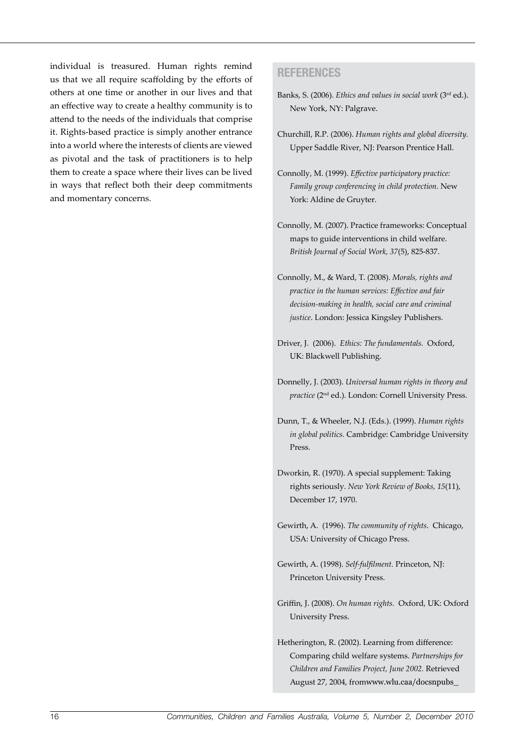individual is treasured. Human rights remind us that we all require scaffolding by the efforts of others at one time or another in our lives and that an effective way to create a healthy community is to attend to the needs of the individuals that comprise it. Rights-based practice is simply another entrance into a world where the interests of clients are viewed as pivotal and the task of practitioners is to help them to create a space where their lives can be lived in ways that reflect both their deep commitments and momentary concerns.

## REFERENCES

Banks, S. (2006). *Ethics and values in social work* (3rd ed.). New York, NY: Palgrave.

Churchill, R.P. (2006). *Human rights and global diversity.* Upper Saddle River, NJ: Pearson Prentice Hall.

Connolly, M. (1999). *Effective participatory practice: Family group conferencing in child protection*. New York: Aldine de Gruyter.

Connolly, M. (2007). Practice frameworks: Conceptual maps to guide interventions in child welfare. *British Journal of Social Work, 37*(5), 825-837.

Connolly, M., & Ward, T. (2008). *Morals, rights and practice in the human services: Effective and fair decision-making in health, social care and criminal justice*. London: Jessica Kingsley Publishers.

Driver, J. (2006). *Ethics: The fundamentals.* Oxford, UK: Blackwell Publishing.

Donnelly, J. (2003). *Universal human rights in theory and practice* (2nd ed.). London: Cornell University Press.

Dunn, T., & Wheeler, N.J. (Eds.). (1999). *Human rights in global politics.* Cambridge: Cambridge University Press.

Dworkin, R. (1970). A special supplement: Taking rights seriously. *New York Review of Books, 15*(11), December 17, 1970.

Gewirth, A. (1996). *The community of rights*. Chicago, USA: University of Chicago Press.

Gewirth, A. (1998). *Self-fulfilment*. Princeton, NJ: Princeton University Press.

Griffin, J. (2008). *On human rights.* Oxford, UK: Oxford University Press.

Hetherington, R. (2002). Learning from difference: Comparing child welfare systems. *Partnerships for Children and Families Project, June 2002*. Retrieved August 27, 2004, fromwww.wlu.caa/docsnpubs_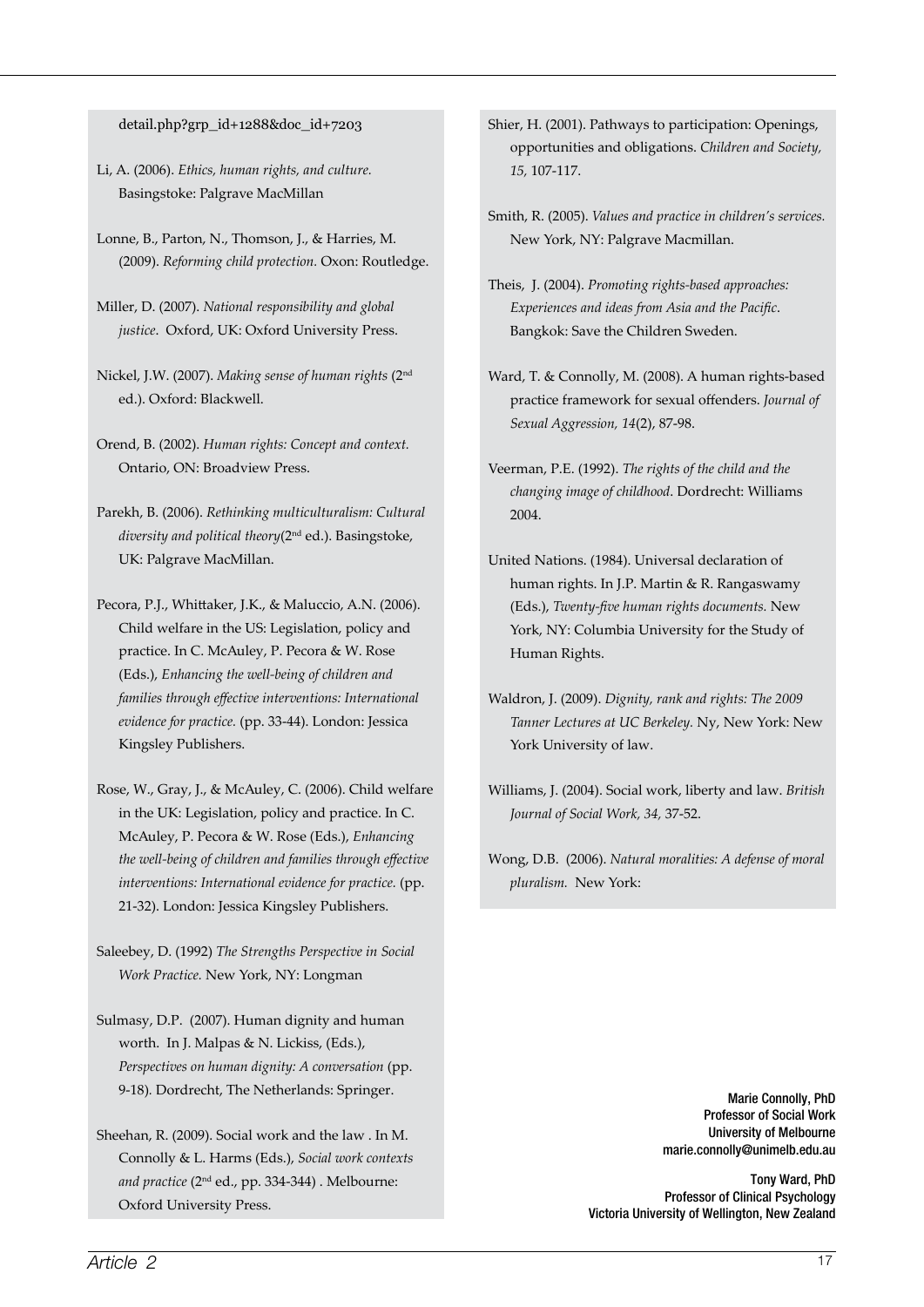detail.php?grp_id+1288&doc_id+7203

Li, A. (2006). *Ethics, human rights, and culture.* Basingstoke: Palgrave MacMillan

Lonne, B., Parton, N., Thomson, J., & Harries, M. (2009). *Reforming child protection.* Oxon: Routledge.

Miller, D. (2007). *National responsibility and global justice*. Oxford, UK: Oxford University Press.

Nickel, J.W. (2007). *Making sense of human rights* (2nd ed.). Oxford: Blackwell.

Orend, B. (2002). *Human rights: Concept and context.* Ontario, ON: Broadview Press.

Parekh, B. (2006). *Rethinking multiculturalism: Cultural diversity and political theory*(2nd ed.). Basingstoke, UK: Palgrave MacMillan.

Pecora, P.J., Whittaker, J.K., & Maluccio, A.N. (2006). Child welfare in the US: Legislation, policy and practice. In C. McAuley, P. Pecora & W. Rose (Eds.), *Enhancing the well-being of children and families through effective interventions: International evidence for practice.* (pp. 33-44). London: Jessica Kingsley Publishers.

Rose, W., Gray, J., & McAuley, C. (2006). Child welfare in the UK: Legislation, policy and practice. In C. McAuley, P. Pecora & W. Rose (Eds.), *Enhancing the well-being of children and families through effective interventions: International evidence for practice.* (pp. 21-32). London: Jessica Kingsley Publishers.

Saleebey, D. (1992) *The Strengths Perspective in Social Work Practice.* New York, NY: Longman

Sulmasy, D.P. (2007). Human dignity and human worth. In J. Malpas & N. Lickiss, (Eds.), *Perspectives on human dignity: A conversation* (pp. 9-18). Dordrecht, The Netherlands: Springer.

Sheehan, R. (2009). Social work and the law . In M. Connolly & L. Harms (Eds.), *Social work contexts and practice* (2nd ed., pp. 334-344) . Melbourne: Oxford University Press.

Shier, H. (2001). Pathways to participation: Openings, opportunities and obligations. *Children and Society, 15,* 107-117.

Smith, R. (2005). *Values and practice in children's services.* New York, NY: Palgrave Macmillan.

Theis, J. (2004). *Promoting rights-based approaches: Experiences and ideas from Asia and the Pacific*. Bangkok: Save the Children Sweden.

Ward, T. & Connolly, M. (2008). A human rights-based practice framework for sexual offenders. *Journal of Sexual Aggression, 14*(2), 87-98.

Veerman, P.E. (1992). *The rights of the child and the changing image of childhood.* Dordrecht: Williams 2004.

United Nations. (1984). Universal declaration of human rights. In J.P. Martin & R. Rangaswamy (Eds.), *Twenty-five human rights documents.* New York, NY: Columbia University for the Study of Human Rights.

Waldron, J. (2009). *Dignity, rank and rights: The 2009 Tanner Lectures at UC Berkeley.* Ny, New York: New York University of law.

Williams, J. (2004). Social work, liberty and law. *British Journal of Social Work, 34,* 37-52.

Wong, D.B. (2006). *Natural moralities: A defense of moral pluralism.* New York:

Marie Connolly, PhD
Professor of Social Work
University of Melbourne
marie.connolly@unimelb.edu.au

Tony Ward, PhD
Professor of Clinical Psychology
Victoria University of Wellington, New Zealand